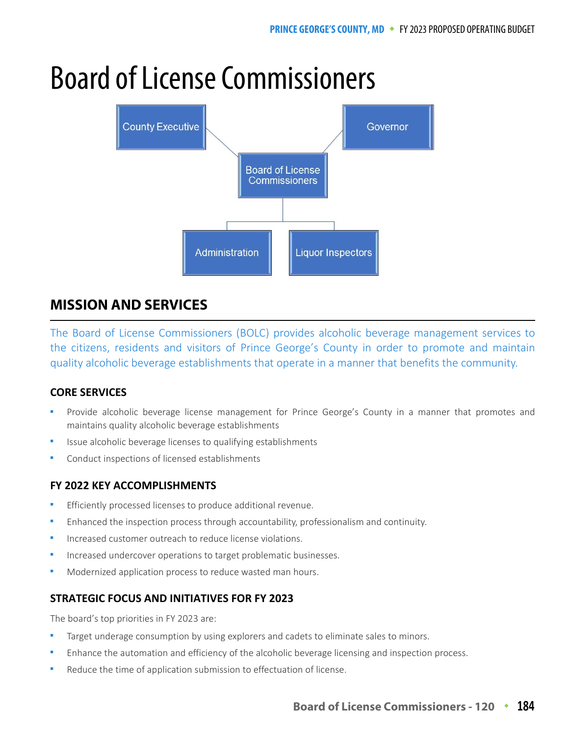# Board of License Commissioners

County Executive

Governor

Board of License Commissioners

Administration

Liquor Inspectors

## MISSION AND SERVICES

The Board of License Commissioners (BOLC) provides alcoholic beverage management services to the citizens, residents and visitors of Prince George's County in order to promote and maintain quality alcoholic beverage establishments that operate in a manner that benefits the community.

### CORE SERVICES

- Provide alcoholic beverage license management for Prince George's County in a manner that promotes and maintains quality alcoholic beverage establishments
- Issue alcoholic beverage licenses to qualifying establishments
- Conduct inspections of licensed establishments

### FY 2022 KEY ACCOMPLISHMENTS

- Efficiently processed licenses to produce additional revenue.
- Enhanced the inspection process through accountability, professionalism and continuity.
- Increased customer outreach to reduce license violations.
- Increased undercover operations to target problematic businesses.
- Modernized application process to reduce wasted man hours.

### STRATEGIC FOCUS AND INITIATIVES FOR FY 2023

The board's top priorities in FY 2023 are:

- Target underage consumption by using explorers and cadets to eliminate sales to minors.
- Enhance the automation and efficiency of the alcoholic beverage licensing and inspection process.
- Reduce the time of application submission to effectuation of license.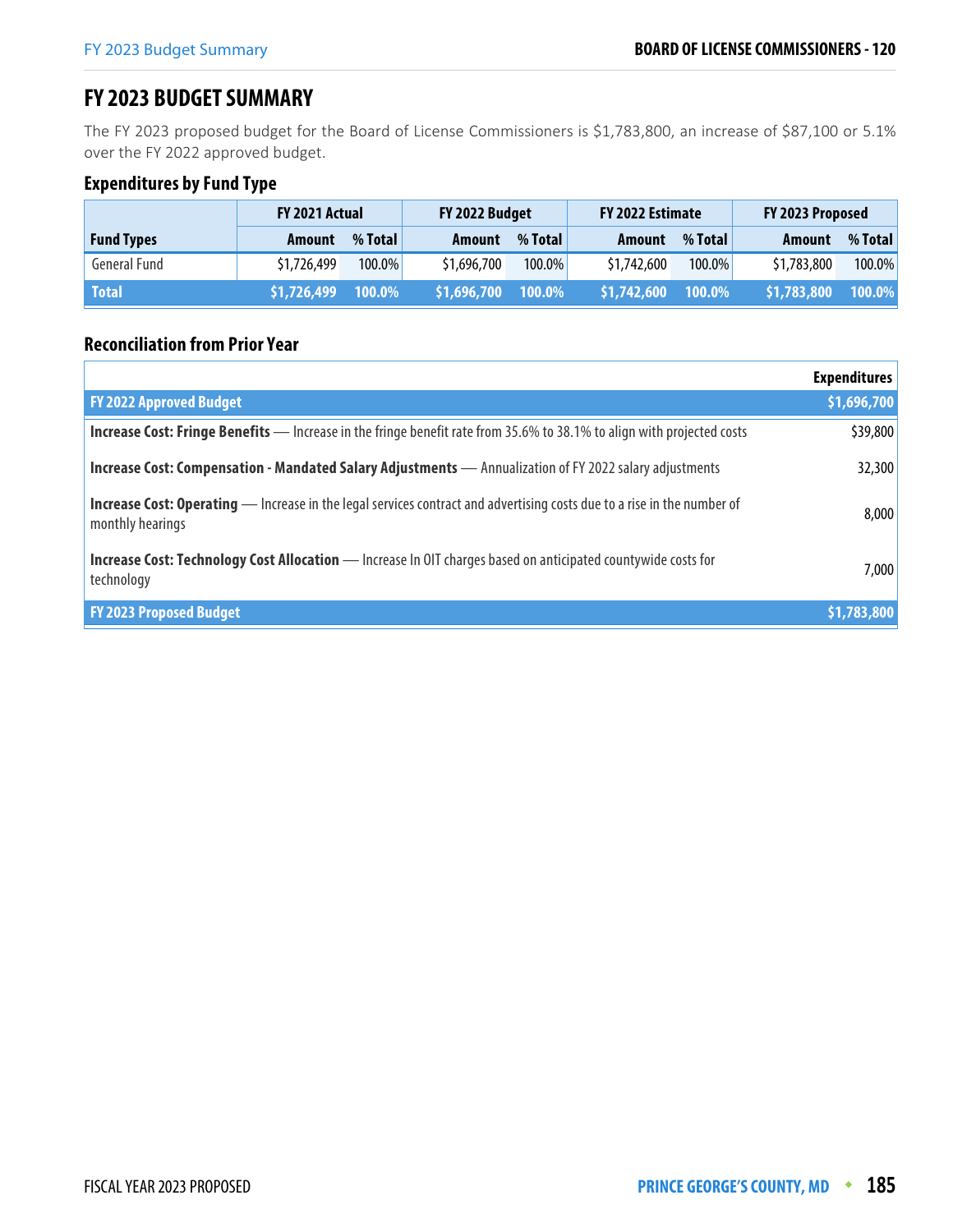# FY 2023 BUDGET SUMMARY

The FY 2023 proposed budget for the Board of License Commissioners is $1,783,800, an increase of $87,100 or 5.1% over the FY 2022 approved budget.

## Expenditures by Fund Type

| | FY 2021 Actual | | FY 2022 Budget | | FY 2022 Estimate | | FY 2023 Proposed | |
|---|---|---|---|---|---|---|---|---|
| **Fund Types** | **Amount** | **% Total** | **Amount** | **% Total** | **Amount** | **% Total** | **Amount** | **% Total** |
| General Fund | $1,726,499 | 100.0% | $1,696,700 | 100.0% | $1,742,600 | 100.0% | $1,783,800 | 100.0% |
| **Total** | **$1,726,499** | **100.0%** | **$1,696,700** | **100.0%** | **$1,742,600** | **100.0%** | **$1,783,800** | **100.0%** |

## Reconciliation from Prior Year

| | **Expenditures** |
|---|---|
| **FY 2022 Approved Budget** | **$1,696,700** |
| **Increase Cost: Fringe Benefits** — Increase in the fringe benefit rate from 35.6% to 38.1% to align with projected costs | $39,800 |
| **Increase Cost: Compensation - Mandated Salary Adjustments** — Annualization of FY 2022 salary adjustments | 32,300 |
| **Increase Cost: Operating** — Increase in the legal services contract and advertising costs due to a rise in the number of monthly hearings | 8,000 |
| **Increase Cost: Technology Cost Allocation** — Increase In OIT charges based on anticipated countywide costs for technology | 7,000 |
| **FY 2023 Proposed Budget** | **$1,783,800** |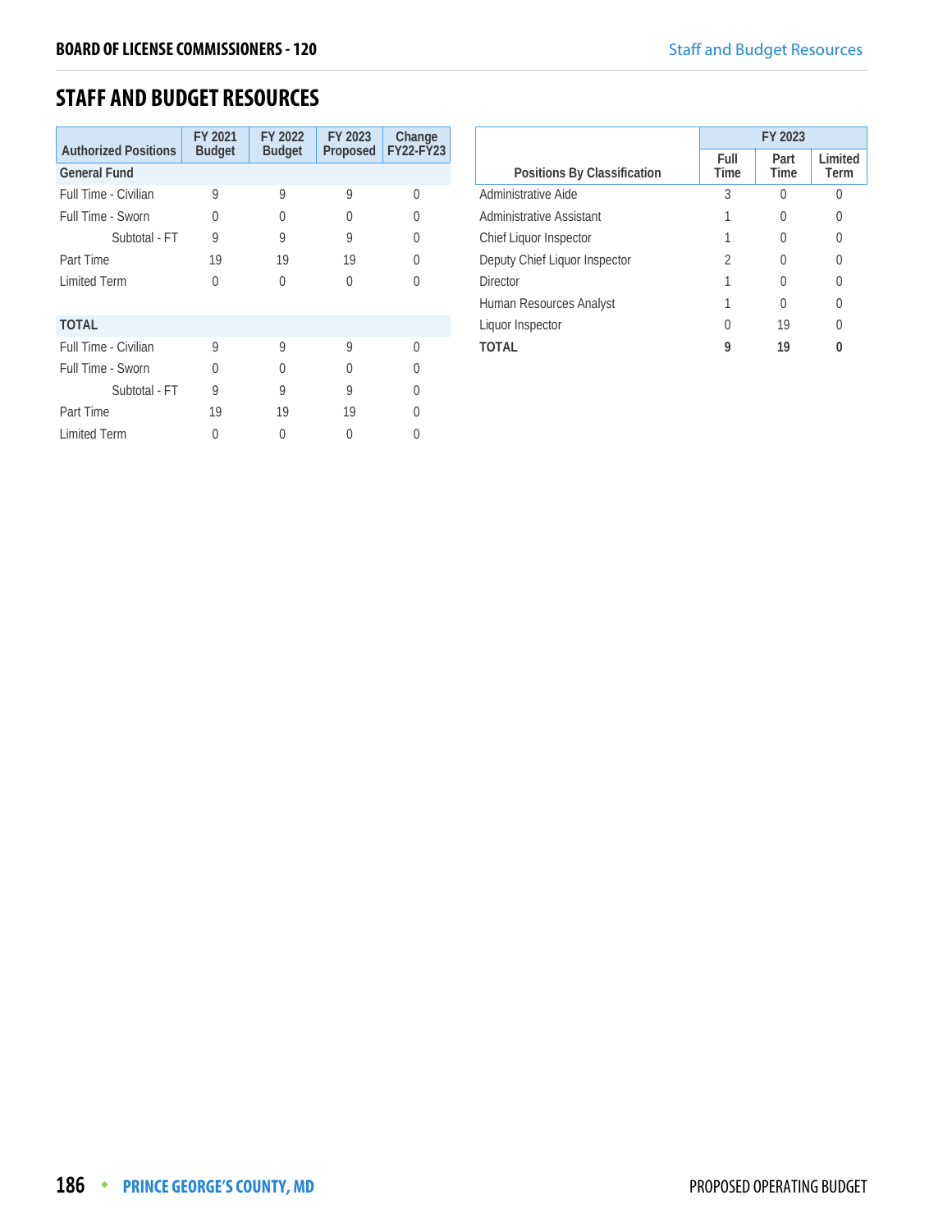## STAFF AND BUDGET RESOURCES

| Authorized Positions | FY 2021 Budget | FY 2022 Budget | FY 2023 Proposed | Change FY22-FY23 |
|---|---|---|---|---|
| **General Fund** | | | | |
| Full Time - Civilian | 9 | 9 | 9 | 0 |
| Full Time - Sworn | 0 | 0 | 0 | 0 |
| Subtotal - FT | 9 | 9 | 9 | 0 |
| Part Time | 19 | 19 | 19 | 0 |
| Limited Term | 0 | 0 | 0 | 0 |
| **TOTAL** | | | | |
| Full Time - Civilian | 9 | 9 | 9 | 0 |
| Full Time - Sworn | 0 | 0 | 0 | 0 |
| Subtotal - FT | 9 | 9 | 9 | 0 |
| Part Time | 19 | 19 | 19 | 0 |
| Limited Term | 0 | 0 | 0 | 0 |

| Positions By Classification | FY 2023 | | |
|---|---|---|---|
| | Full Time | Part Time | Limited Term |
| Administrative Aide | 3 | 0 | 0 |
| Administrative Assistant | 1 | 0 | 0 |
| Chief Liquor Inspector | 1 | 0 | 0 |
| Deputy Chief Liquor Inspector | 2 | 0 | 0 |
| Director | 1 | 0 | 0 |
| Human Resources Analyst | 1 | 0 | 0 |
| Liquor Inspector | 0 | 19 | 0 |
| **TOTAL** | **9** | **19** | **0** |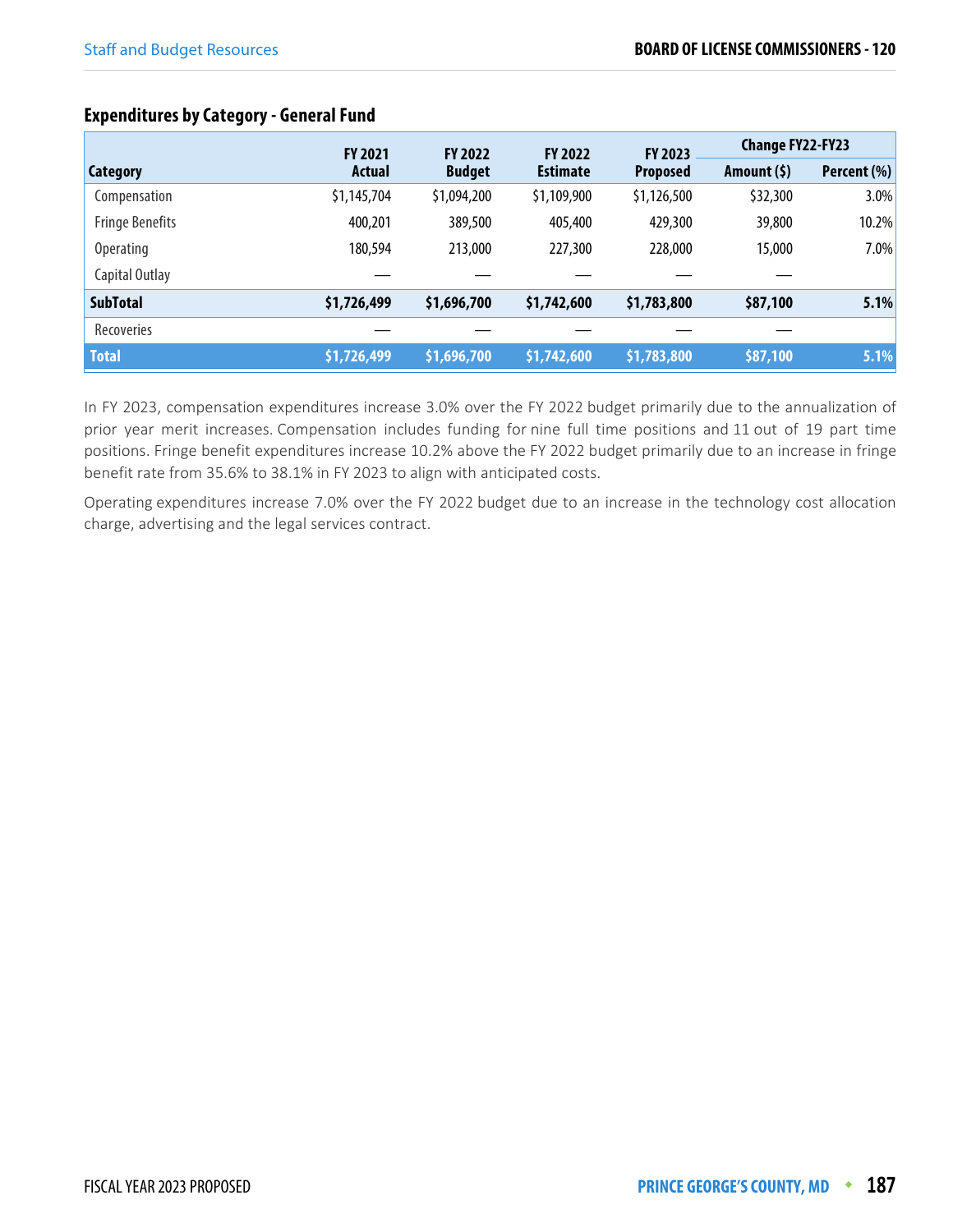### Expenditures by Category - General Fund

| Category | FY 2021 Actual | FY 2022 Budget | FY 2022 Estimate | FY 2023 Proposed | Change FY22-FY23 | |
|---|---|---|---|---|---|---|
| | | | | | Amount ($) | Percent (%) |
| Compensation | $1,145,704 | $1,094,200 | $1,109,900 | $1,126,500 | $32,300 | 3.0% |
| Fringe Benefits | 400,201 | 389,500 | 405,400 | 429,300 | 39,800 | 10.2% |
| Operating | 180,594 | 213,000 | 227,300 | 228,000 | 15,000 | 7.0% |
| Capital Outlay | — | — | — | — | — | |
| **SubTotal** | **$1,726,499** | **$1,696,700** | **$1,742,600** | **$1,783,800** | **$87,100** | **5.1%** |
| Recoveries | — | — | — | — | — | |
| **Total** | **$1,726,499** | **$1,696,700** | **$1,742,600** | **$1,783,800** | **$87,100** | **5.1%** |

In FY 2023, compensation expenditures increase 3.0% over the FY 2022 budget primarily due to the annualization of prior year merit increases. Compensation includes funding for nine full time positions and 11 out of 19 part time positions. Fringe benefit expenditures increase 10.2% above the FY 2022 budget primarily due to an increase in fringe benefit rate from 35.6% to 38.1% in FY 2023 to align with anticipated costs.

Operating expenditures increase 7.0% over the FY 2022 budget due to an increase in the technology cost allocation charge, advertising and the legal services contract.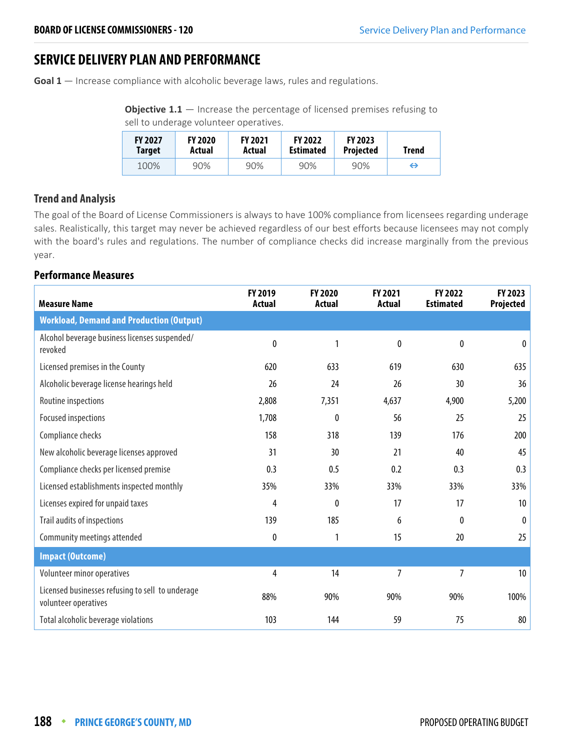## SERVICE DELIVERY PLAN AND PERFORMANCE

**Goal 1** — Increase compliance with alcoholic beverage laws, rules and regulations.

**Objective 1.1** — Increase the percentage of licensed premises refusing to sell to underage volunteer operatives.

| FY 2027 Target | FY 2020 Actual | FY 2021 Actual | FY 2022 Estimated | FY 2023 Projected | Trend |
|---|---|---|---|---|---|
| 100% | 90% | 90% | 90% | 90% | ⇔ |

### Trend and Analysis

The goal of the Board of License Commissioners is always to have 100% compliance from licensees regarding underage sales. Realistically, this target may never be achieved regardless of our best efforts because licensees may not comply with the board's rules and regulations. The number of compliance checks did increase marginally from the previous year.

### Performance Measures

| Measure Name | FY 2019 Actual | FY 2020 Actual | FY 2021 Actual | FY 2022 Estimated | FY 2023 Projected |
|---|---|---|---|---|---|
| **Workload, Demand and Production (Output)** | | | | | |
| Alcohol beverage business licenses suspended/revoked | 0 | 1 | 0 | 0 | 0 |
| Licensed premises in the County | 620 | 633 | 619 | 630 | 635 |
| Alcoholic beverage license hearings held | 26 | 24 | 26 | 30 | 36 |
| Routine inspections | 2,808 | 7,351 | 4,637 | 4,900 | 5,200 |
| Focused inspections | 1,708 | 0 | 56 | 25 | 25 |
| Compliance checks | 158 | 318 | 139 | 176 | 200 |
| New alcoholic beverage licenses approved | 31 | 30 | 21 | 40 | 45 |
| Compliance checks per licensed premise | 0.3 | 0.5 | 0.2 | 0.3 | 0.3 |
| Licensed establishments inspected monthly | 35% | 33% | 33% | 33% | 33% |
| Licenses expired for unpaid taxes | 4 | 0 | 17 | 17 | 10 |
| Trail audits of inspections | 139 | 185 | 6 | 0 | 0 |
| Community meetings attended | 0 | 1 | 15 | 20 | 25 |
| **Impact (Outcome)** | | | | | |
| Volunteer minor operatives | 4 | 14 | 7 | 7 | 10 |
| Licensed businesses refusing to sell to underage volunteer operatives | 88% | 90% | 90% | 90% | 100% |
| Total alcoholic beverage violations | 103 | 144 | 59 | 75 | 80 |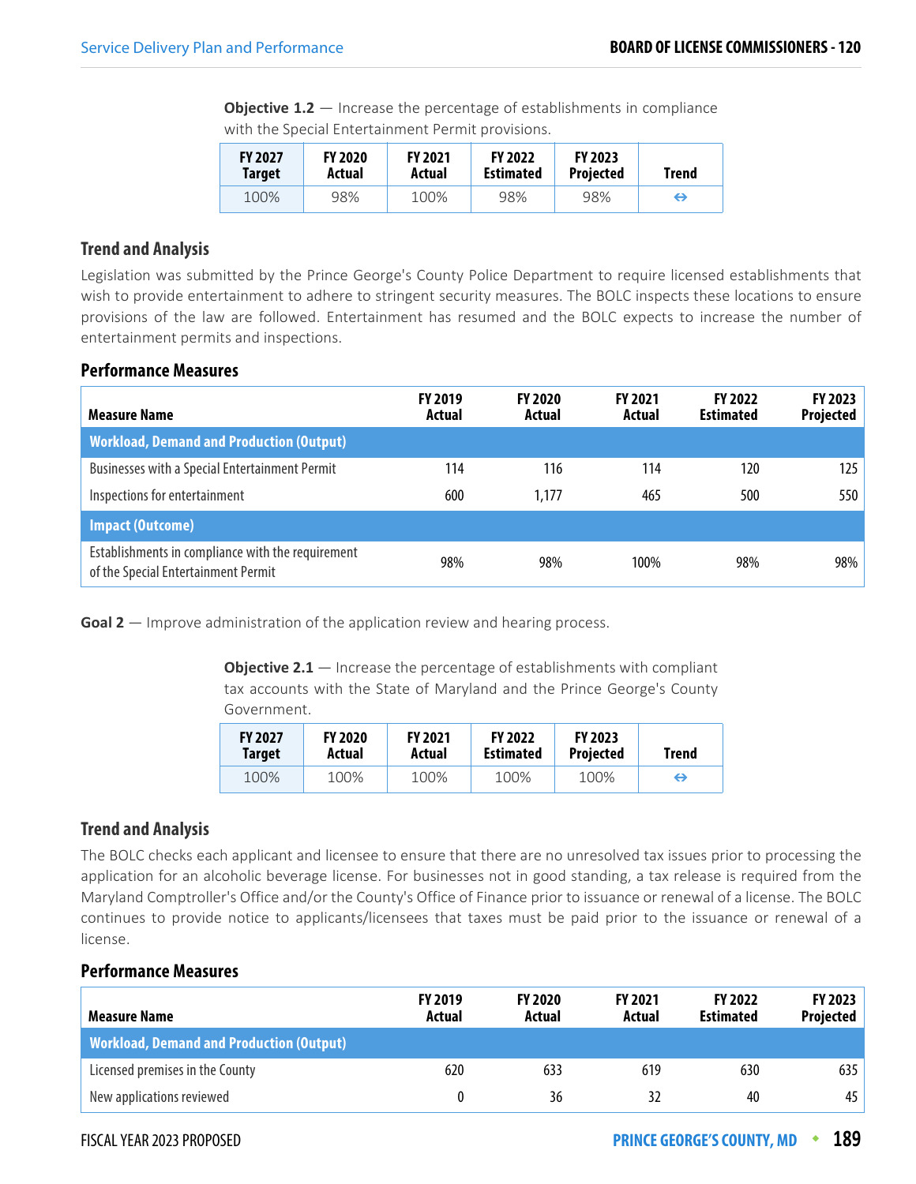**Objective 1.2** — Increase the percentage of establishments in compliance with the Special Entertainment Permit provisions.

| FY 2027 Target | FY 2020 Actual | FY 2021 Actual | FY 2022 Estimated | FY 2023 Projected | Trend |
|---|---|---|---|---|---|
| 100% | 98% | 100% | 98% | 98% | ⇔ |

### Trend and Analysis

Legislation was submitted by the Prince George's County Police Department to require licensed establishments that wish to provide entertainment to adhere to stringent security measures. The BOLC inspects these locations to ensure provisions of the law are followed. Entertainment has resumed and the BOLC expects to increase the number of entertainment permits and inspections.

### Performance Measures

| Measure Name | FY 2019 Actual | FY 2020 Actual | FY 2021 Actual | FY 2022 Estimated | FY 2023 Projected |
|---|---|---|---|---|---|
| **Workload, Demand and Production (Output)** | | | | | |
| Businesses with a Special Entertainment Permit | 114 | 116 | 114 | 120 | 125 |
| Inspections for entertainment | 600 | 1,177 | 465 | 500 | 550 |
| **Impact (Outcome)** | | | | | |
| Establishments in compliance with the requirement of the Special Entertainment Permit | 98% | 98% | 100% | 98% | 98% |

**Goal 2** — Improve administration of the application review and hearing process.

**Objective 2.1** — Increase the percentage of establishments with compliant tax accounts with the State of Maryland and the Prince George's County Government.

| FY 2027 Target | FY 2020 Actual | FY 2021 Actual | FY 2022 Estimated | FY 2023 Projected | Trend |
|---|---|---|---|---|---|
| 100% | 100% | 100% | 100% | 100% | ⇔ |

### Trend and Analysis

The BOLC checks each applicant and licensee to ensure that there are no unresolved tax issues prior to processing the application for an alcoholic beverage license. For businesses not in good standing, a tax release is required from the Maryland Comptroller's Office and/or the County's Office of Finance prior to issuance or renewal of a license. The BOLC continues to provide notice to applicants/licensees that taxes must be paid prior to the issuance or renewal of a license.

### Performance Measures

| Measure Name | FY 2019 Actual | FY 2020 Actual | FY 2021 Actual | FY 2022 Estimated | FY 2023 Projected |
|---|---|---|---|---|---|
| **Workload, Demand and Production (Output)** | | | | | |
| Licensed premises in the County | 620 | 633 | 619 | 630 | 635 |
| New applications reviewed | 0 | 36 | 32 | 40 | 45 |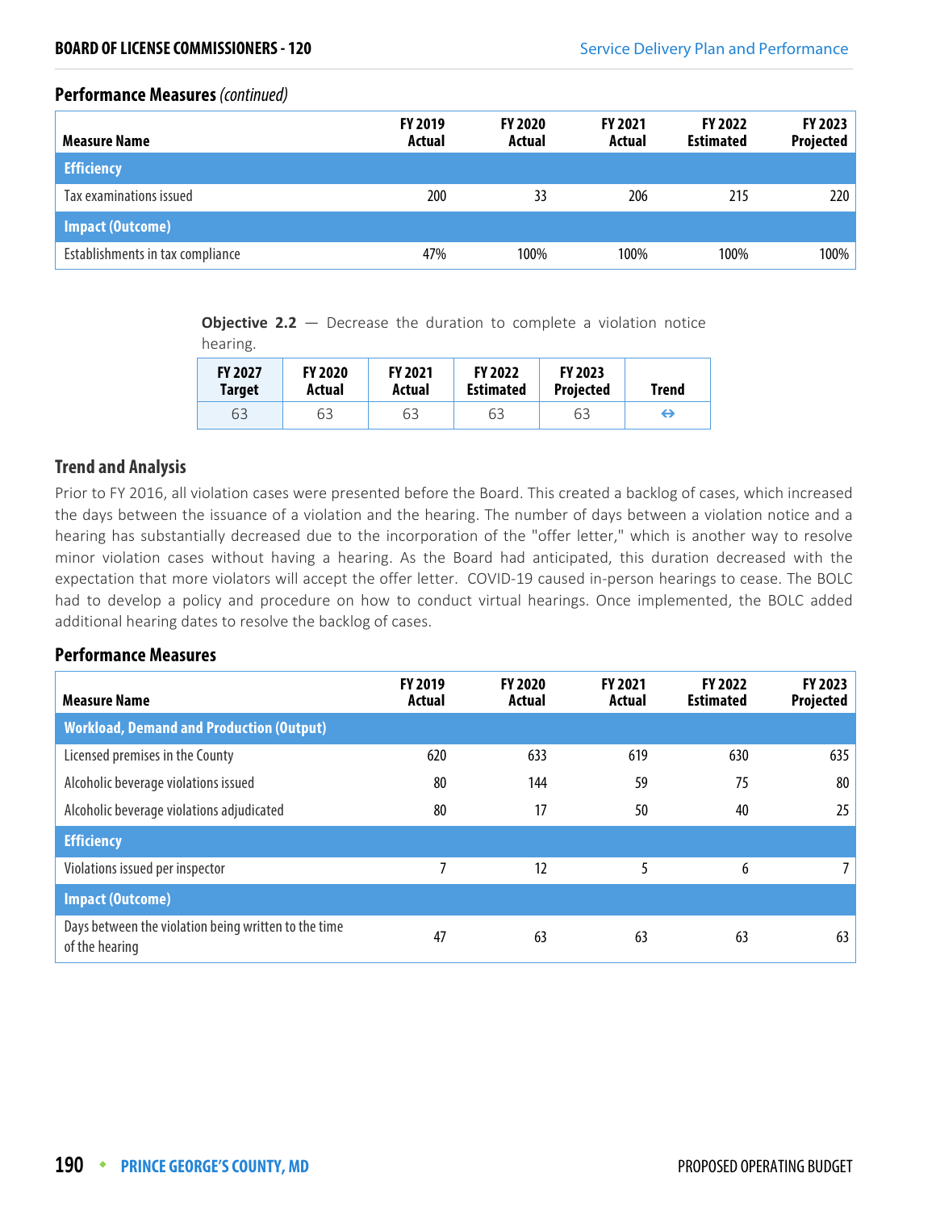## Performance Measures *(continued)*

| Measure Name | FY 2019 Actual | FY 2020 Actual | FY 2021 Actual | FY 2022 Estimated | FY 2023 Projected |
|---|---|---|---|---|---|
| **Efficiency** | | | | | |
| Tax examinations issued | 200 | 33 | 206 | 215 | 220 |
| **Impact (Outcome)** | | | | | |
| Establishments in tax compliance | 47% | 100% | 100% | 100% | 100% |

**Objective 2.2** — Decrease the duration to complete a violation notice hearing.

| FY 2027 Target | FY 2020 Actual | FY 2021 Actual | FY 2022 Estimated | FY 2023 Projected | Trend |
|---|---|---|---|---|---|
| 63 | 63 | 63 | 63 | 63 | ⇔ |

### Trend and Analysis

Prior to FY 2016, all violation cases were presented before the Board. This created a backlog of cases, which increased the days between the issuance of a violation and the hearing. The number of days between a violation notice and a hearing has substantially decreased due to the incorporation of the "offer letter," which is another way to resolve minor violation cases without having a hearing. As the Board had anticipated, this duration decreased with the expectation that more violators will accept the offer letter. COVID-19 caused in-person hearings to cease. The BOLC had to develop a policy and procedure on how to conduct virtual hearings. Once implemented, the BOLC added additional hearing dates to resolve the backlog of cases.

## Performance Measures

| Measure Name | FY 2019 Actual | FY 2020 Actual | FY 2021 Actual | FY 2022 Estimated | FY 2023 Projected |
|---|---|---|---|---|---|
| **Workload, Demand and Production (Output)** | | | | | |
| Licensed premises in the County | 620 | 633 | 619 | 630 | 635 |
| Alcoholic beverage violations issued | 80 | 144 | 59 | 75 | 80 |
| Alcoholic beverage violations adjudicated | 80 | 17 | 50 | 40 | 25 |
| **Efficiency** | | | | | |
| Violations issued per inspector | 7 | 12 | 5 | 6 | 7 |
| **Impact (Outcome)** | | | | | |
| Days between the violation being written to the time of the hearing | 47 | 63 | 63 | 63 | 63 |